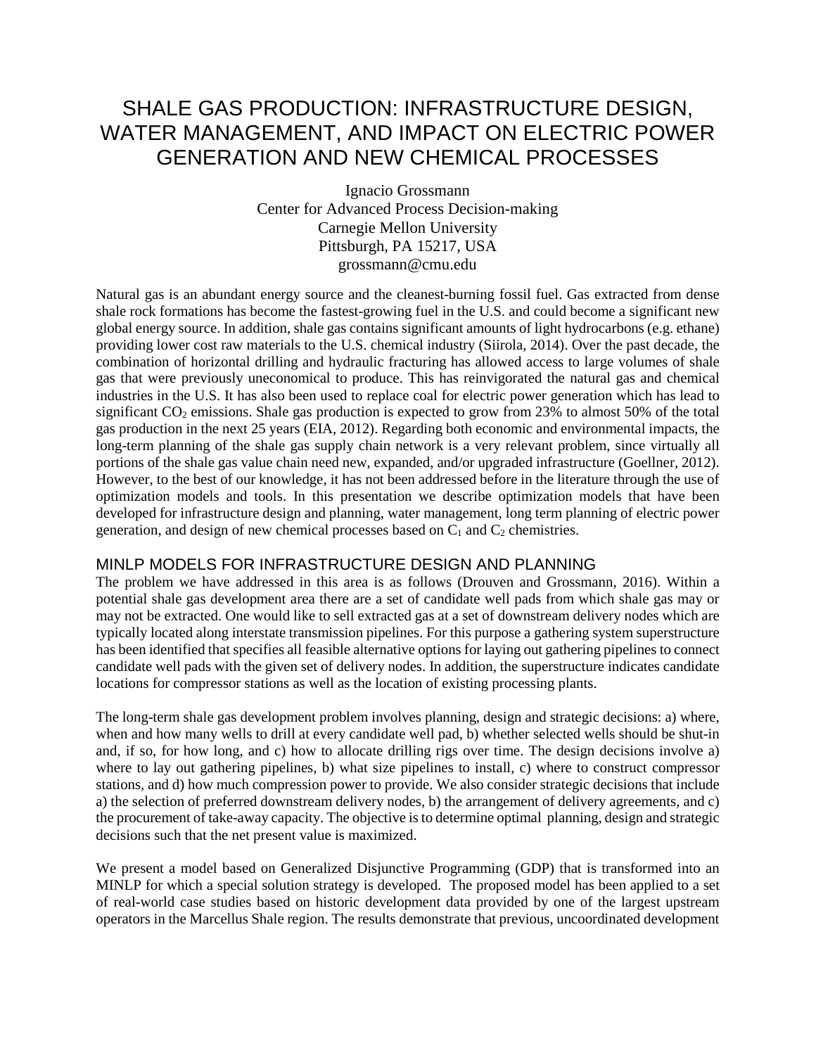# SHALE GAS PRODUCTION: INFRASTRUCTURE DESIGN, WATER MANAGEMENT, AND IMPACT ON ELECTRIC POWER GENERATION AND NEW CHEMICAL PROCESSES

Ignacio Grossmann
Center for Advanced Process Decision-making
Carnegie Mellon University
Pittsburgh, PA 15217, USA
grossmann@cmu.edu

Natural gas is an abundant energy source and the cleanest-burning fossil fuel. Gas extracted from dense shale rock formations has become the fastest-growing fuel in the U.S. and could become a significant new global energy source. In addition, shale gas contains significant amounts of light hydrocarbons (e.g. ethane) providing lower cost raw materials to the U.S. chemical industry (Siirola, 2014). Over the past decade, the combination of horizontal drilling and hydraulic fracturing has allowed access to large volumes of shale gas that were previously uneconomical to produce. This has reinvigorated the natural gas and chemical industries in the U.S. It has also been used to replace coal for electric power generation which has lead to significant $CO_2$ emissions. Shale gas production is expected to grow from 23% to almost 50% of the total gas production in the next 25 years (EIA, 2012). Regarding both economic and environmental impacts, the long-term planning of the shale gas supply chain network is a very relevant problem, since virtually all portions of the shale gas value chain need new, expanded, and/or upgraded infrastructure (Goellner, 2012). However, to the best of our knowledge, it has not been addressed before in the literature through the use of optimization models and tools. In this presentation we describe optimization models that have been developed for infrastructure design and planning, water management, long term planning of electric power generation, and design of new chemical processes based on $C_1$ and $C_2$ chemistries.

## MINLP MODELS FOR INFRASTRUCTURE DESIGN AND PLANNING

The problem we have addressed in this area is as follows (Drouven and Grossmann, 2016). Within a potential shale gas development area there are a set of candidate well pads from which shale gas may or may not be extracted. One would like to sell extracted gas at a set of downstream delivery nodes which are typically located along interstate transmission pipelines. For this purpose a gathering system superstructure has been identified that specifies all feasible alternative options for laying out gathering pipelines to connect candidate well pads with the given set of delivery nodes. In addition, the superstructure indicates candidate locations for compressor stations as well as the location of existing processing plants.

The long-term shale gas development problem involves planning, design and strategic decisions: a) where, when and how many wells to drill at every candidate well pad, b) whether selected wells should be shut-in and, if so, for how long, and c) how to allocate drilling rigs over time. The design decisions involve a) where to lay out gathering pipelines, b) what size pipelines to install, c) where to construct compressor stations, and d) how much compression power to provide. We also consider strategic decisions that include a) the selection of preferred downstream delivery nodes, b) the arrangement of delivery agreements, and c) the procurement of take-away capacity. The objective is to determine optimal planning, design and strategic decisions such that the net present value is maximized.

We present a model based on Generalized Disjunctive Programming (GDP) that is transformed into an MINLP for which a special solution strategy is developed. The proposed model has been applied to a set of real-world case studies based on historic development data provided by one of the largest upstream operators in the Marcellus Shale region. The results demonstrate that previous, uncoordinated development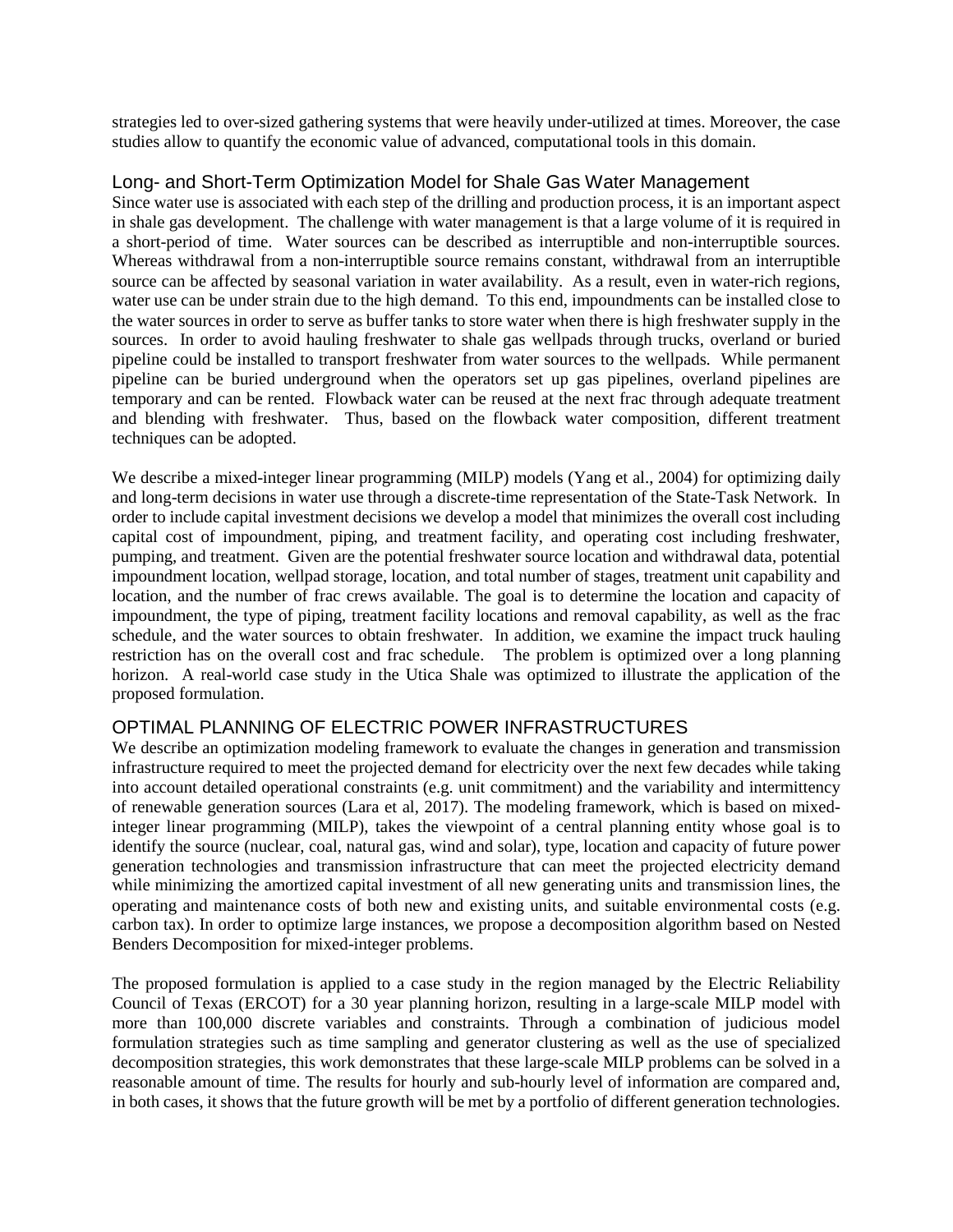strategies led to over-sized gathering systems that were heavily under-utilized at times. Moreover, the case studies allow to quantify the economic value of advanced, computational tools in this domain.

## Long- and Short-Term Optimization Model for Shale Gas Water Management

Since water use is associated with each step of the drilling and production process, it is an important aspect in shale gas development. The challenge with water management is that a large volume of it is required in a short-period of time. Water sources can be described as interruptible and non-interruptible sources. Whereas withdrawal from a non-interruptible source remains constant, withdrawal from an interruptible source can be affected by seasonal variation in water availability. As a result, even in water-rich regions, water use can be under strain due to the high demand. To this end, impoundments can be installed close to the water sources in order to serve as buffer tanks to store water when there is high freshwater supply in the sources. In order to avoid hauling freshwater to shale gas wellpads through trucks, overland or buried pipeline could be installed to transport freshwater from water sources to the wellpads. While permanent pipeline can be buried underground when the operators set up gas pipelines, overland pipelines are temporary and can be rented. Flowback water can be reused at the next frac through adequate treatment and blending with freshwater. Thus, based on the flowback water composition, different treatment techniques can be adopted.

We describe a mixed-integer linear programming (MILP) models (Yang et al., 2004) for optimizing daily and long-term decisions in water use through a discrete-time representation of the State-Task Network. In order to include capital investment decisions we develop a model that minimizes the overall cost including capital cost of impoundment, piping, and treatment facility, and operating cost including freshwater, pumping, and treatment. Given are the potential freshwater source location and withdrawal data, potential impoundment location, wellpad storage, location, and total number of stages, treatment unit capability and location, and the number of frac crews available. The goal is to determine the location and capacity of impoundment, the type of piping, treatment facility locations and removal capability, as well as the frac schedule, and the water sources to obtain freshwater. In addition, we examine the impact truck hauling restriction has on the overall cost and frac schedule. The problem is optimized over a long planning horizon. A real-world case study in the Utica Shale was optimized to illustrate the application of the proposed formulation.

## OPTIMAL PLANNING OF ELECTRIC POWER INFRASTRUCTURES

We describe an optimization modeling framework to evaluate the changes in generation and transmission infrastructure required to meet the projected demand for electricity over the next few decades while taking into account detailed operational constraints (e.g. unit commitment) and the variability and intermittency of renewable generation sources (Lara et al, 2017). The modeling framework, which is based on mixed-integer linear programming (MILP), takes the viewpoint of a central planning entity whose goal is to identify the source (nuclear, coal, natural gas, wind and solar), type, location and capacity of future power generation technologies and transmission infrastructure that can meet the projected electricity demand while minimizing the amortized capital investment of all new generating units and transmission lines, the operating and maintenance costs of both new and existing units, and suitable environmental costs (e.g. carbon tax). In order to optimize large instances, we propose a decomposition algorithm based on Nested Benders Decomposition for mixed-integer problems.

The proposed formulation is applied to a case study in the region managed by the Electric Reliability Council of Texas (ERCOT) for a 30 year planning horizon, resulting in a large-scale MILP model with more than 100,000 discrete variables and constraints. Through a combination of judicious model formulation strategies such as time sampling and generator clustering as well as the use of specialized decomposition strategies, this work demonstrates that these large-scale MILP problems can be solved in a reasonable amount of time. The results for hourly and sub-hourly level of information are compared and, in both cases, it shows that the future growth will be met by a portfolio of different generation technologies.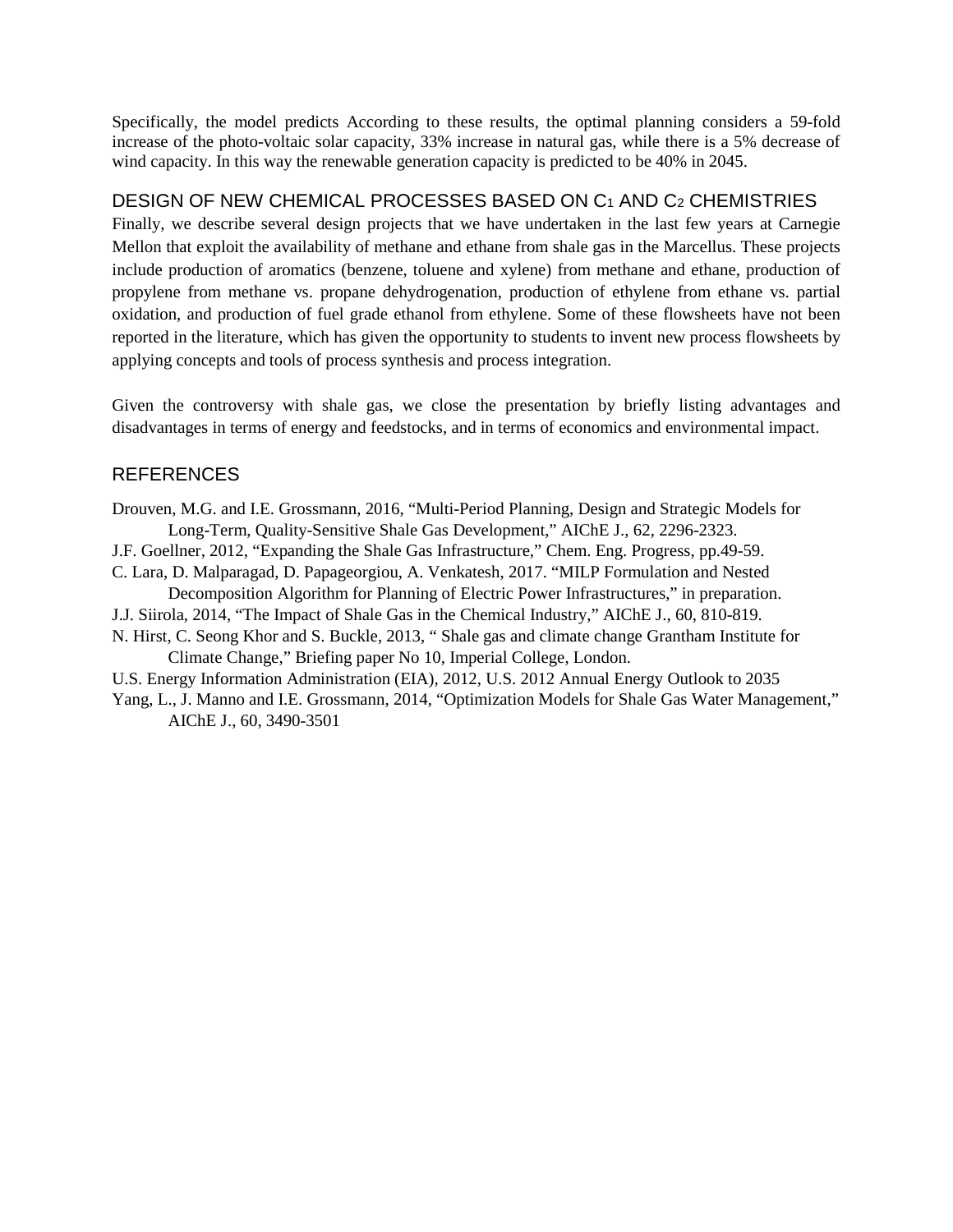Specifically, the model predicts According to these results, the optimal planning considers a 59-fold increase of the photo-voltaic solar capacity, 33% increase in natural gas, while there is a 5% decrease of wind capacity. In this way the renewable generation capacity is predicted to be 40% in 2045.

## DESIGN OF NEW CHEMICAL PROCESSES BASED ON $C_1$ AND $C_2$ CHEMISTRIES

Finally, we describe several design projects that we have undertaken in the last few years at Carnegie Mellon that exploit the availability of methane and ethane from shale gas in the Marcellus. These projects include production of aromatics (benzene, toluene and xylene) from methane and ethane, production of propylene from methane vs. propane dehydrogenation, production of ethylene from ethane vs. partial oxidation, and production of fuel grade ethanol from ethylene. Some of these flowsheets have not been reported in the literature, which has given the opportunity to students to invent new process flowsheets by applying concepts and tools of process synthesis and process integration.

Given the controversy with shale gas, we close the presentation by briefly listing advantages and disadvantages in terms of energy and feedstocks, and in terms of economics and environmental impact.

## REFERENCES

Drouven, M.G. and I.E. Grossmann, 2016, "Multi-Period Planning, Design and Strategic Models for Long-Term, Quality-Sensitive Shale Gas Development," AIChE J., 62, 2296-2323.

J.F. Goellner, 2012, "Expanding the Shale Gas Infrastructure," Chem. Eng. Progress, pp.49-59.

C. Lara, D. Malparagad, D. Papageorgiou, A. Venkatesh, 2017. "MILP Formulation and Nested Decomposition Algorithm for Planning of Electric Power Infrastructures," in preparation.

J.J. Siirola, 2014, "The Impact of Shale Gas in the Chemical Industry," AIChE J., 60, 810-819.

N. Hirst, C. Seong Khor and S. Buckle, 2013, " Shale gas and climate change Grantham Institute for Climate Change," Briefing paper No 10, Imperial College, London.

U.S. Energy Information Administration (EIA), 2012, U.S. 2012 Annual Energy Outlook to 2035

Yang, L., J. Manno and I.E. Grossmann, 2014, "Optimization Models for Shale Gas Water Management," AIChE J., 60, 3490-3501